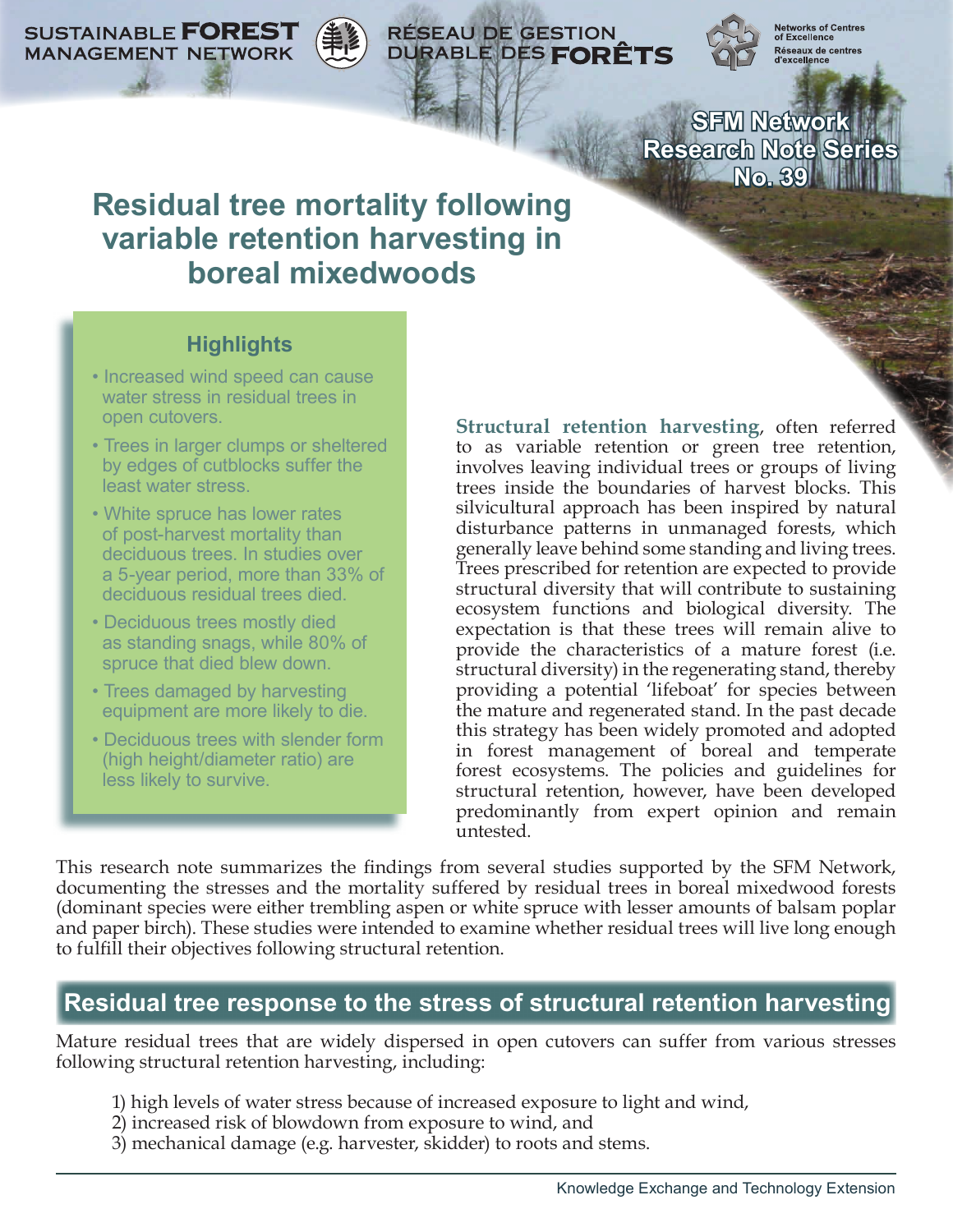SUSTAINABLE FOREST MANAGEMENT NETWORK — RÉSEAU DE GESTION DURABLE DES FORÊTS

Networks of Centres of Excellence — Réseaux de centres d'excellence

SFM Network Research Note Series No. 39

# Residual tree mortality following variable retention harvesting in boreal mixedwoods

## Highlights

- Increased wind speed can cause water stress in residual trees in open cutovers.
- Trees in larger clumps or sheltered by edges of cutblocks suffer the least water stress.
- White spruce has lower rates of post-harvest mortality than deciduous trees. In studies over a 5-year period, more than 33% of deciduous residual trees died.
- Deciduous trees mostly died as standing snags, while 80% of spruce that died blew down.
- Trees damaged by harvesting equipment are more likely to die.
- Deciduous trees with slender form (high height/diameter ratio) are less likely to survive.

**Structural retention harvesting**, often referred to as variable retention or green tree retention, involves leaving individual trees or groups of living trees inside the boundaries of harvest blocks. This silvicultural approach has been inspired by natural disturbance patterns in unmanaged forests, which generally leave behind some standing and living trees. Trees prescribed for retention are expected to provide structural diversity that will contribute to sustaining ecosystem functions and biological diversity. The expectation is that these trees will remain alive to provide the characteristics of a mature forest (i.e. structural diversity) in the regenerating stand, thereby providing a potential 'lifeboat' for species between the mature and regenerated stand. In the past decade this strategy has been widely promoted and adopted in forest management of boreal and temperate forest ecosystems. The policies and guidelines for structural retention, however, have been developed predominantly from expert opinion and remain untested.

This research note summarizes the findings from several studies supported by the SFM Network, documenting the stresses and the mortality suffered by residual trees in boreal mixedwood forests (dominant species were either trembling aspen or white spruce with lesser amounts of balsam poplar and paper birch). These studies were intended to examine whether residual trees will live long enough to fulfill their objectives following structural retention.

## Residual tree response to the stress of structural retention harvesting

Mature residual trees that are widely dispersed in open cutovers can suffer from various stresses following structural retention harvesting, including:

1) high levels of water stress because of increased exposure to light and wind,
2) increased risk of blowdown from exposure to wind, and
3) mechanical damage (e.g. harvester, skidder) to roots and stems.

Knowledge Exchange and Technology Extension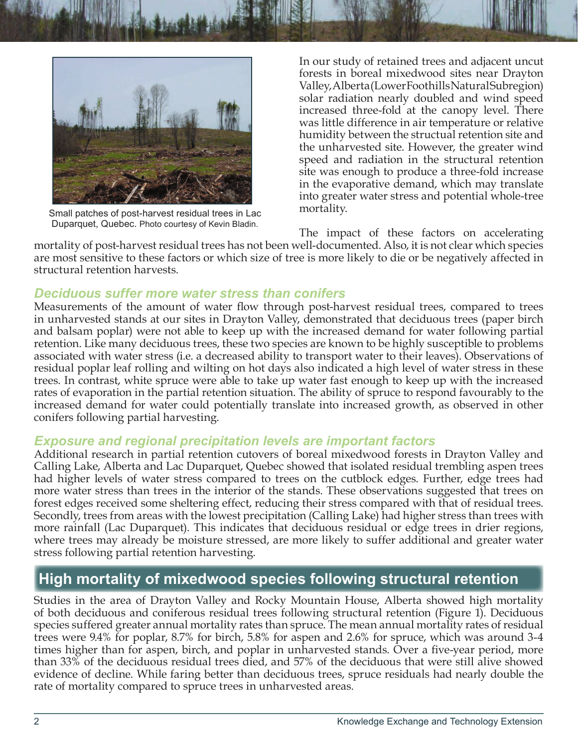Small patches of post-harvest residual trees in Lac Duparquet, Quebec. Photo courtesy of Kevin Bladin.

In our study of retained trees and adjacent uncut forests in boreal mixedwood sites near Drayton Valley, Alberta (Lower Foothills Natural Subregion) solar radiation nearly doubled and wind speed increased three-fold at the canopy level. There was little difference in air temperature or relative humidity between the structual retention site and the unharvested site. However, the greater wind speed and radiation in the structural retention site was enough to produce a three-fold increase in the evaporative demand, which may translate into greater water stress and potential whole-tree mortality.

The impact of these factors on accelerating mortality of post-harvest residual trees has not been well-documented. Also, it is not clear which species are most sensitive to these factors or which size of tree is more likely to die or be negatively affected in structural retention harvests.

### *Deciduous suffer more water stress than conifers*

Measurements of the amount of water flow through post-harvest residual trees, compared to trees in unharvested stands at our sites in Drayton Valley, demonstrated that deciduous trees (paper birch and balsam poplar) were not able to keep up with the increased demand for water following partial retention. Like many deciduous trees, these two species are known to be highly susceptible to problems associated with water stress (i.e. a decreased ability to transport water to their leaves). Observations of residual poplar leaf rolling and wilting on hot days also indicated a high level of water stress in these trees. In contrast, white spruce were able to take up water fast enough to keep up with the increased rates of evaporation in the partial retention situation. The ability of spruce to respond favourably to the increased demand for water could potentially translate into increased growth, as observed in other conifers following partial harvesting.

### *Exposure and regional precipitation levels are important factors*

Additional research in partial retention cutovers of boreal mixedwood forests in Drayton Valley and Calling Lake, Alberta and Lac Duparquet, Quebec showed that isolated residual trembling aspen trees had higher levels of water stress compared to trees on the cutblock edges. Further, edge trees had more water stress than trees in the interior of the stands. These observations suggested that trees on forest edges received some sheltering effect, reducing their stress compared with that of residual trees. Secondly, trees from areas with the lowest precipitation (Calling Lake) had higher stress than trees with more rainfall (Lac Duparquet). This indicates that deciduous residual or edge trees in drier regions, where trees may already be moisture stressed, are more likely to suffer additional and greater water stress following partial retention harvesting.

## High mortality of mixedwood species following structural retention

Studies in the area of Drayton Valley and Rocky Mountain House, Alberta showed high mortality of both deciduous and coniferous residual trees following structural retention (Figure 1). Deciduous species suffered greater annual mortality rates than spruce. The mean annual mortality rates of residual trees were 9.4% for poplar, 8.7% for birch, 5.8% for aspen and 2.6% for spruce, which was around 3-4 times higher than for aspen, birch, and poplar in unharvested stands. Over a five-year period, more than 33% of the deciduous residual trees died, and 57% of the deciduous that were still alive showed evidence of decline. While faring better than deciduous trees, spruce residuals had nearly double the rate of mortality compared to spruce trees in unharvested areas.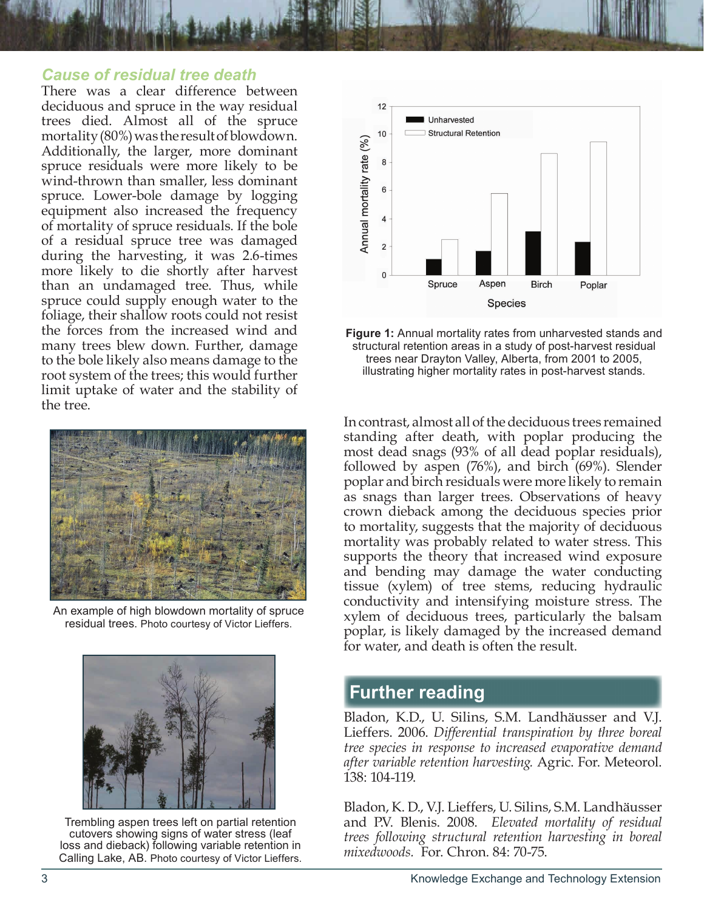### *Cause of residual tree death*

There was a clear difference between deciduous and spruce in the way residual trees died. Almost all of the spruce mortality (80%) was the result of blowdown. Additionally, the larger, more dominant spruce residuals were more likely to be wind-thrown than smaller, less dominant spruce. Lower-bole damage by logging equipment also increased the frequency of mortality of spruce residuals. If the bole of a residual spruce tree was damaged during the harvesting, it was 2.6-times more likely to die shortly after harvest than an undamaged tree. Thus, while spruce could supply enough water to the foliage, their shallow roots could not resist the forces from the increased wind and many trees blew down. Further, damage to the bole likely also means damage to the root system of the trees; this would further limit uptake of water and the stability of the tree.

An example of high blowdown mortality of spruce residual trees. Photo courtesy of Victor Lieffers.

Trembling aspen trees left on partial retention cutovers showing signs of water stress (leaf loss and dieback) following variable retention in Calling Lake, AB. Photo courtesy of Victor Lieffers.

**Figure 1:** Annual mortality rates from unharvested stands and structural retention areas in a study of post-harvest residual trees near Drayton Valley, Alberta, from 2001 to 2005, illustrating higher mortality rates in post-harvest stands.

In contrast, almost all of the deciduous trees remained standing after death, with poplar producing the most dead snags (93% of all dead poplar residuals), followed by aspen (76%), and birch (69%). Slender poplar and birch residuals were more likely to remain as snags than larger trees. Observations of heavy crown dieback among the deciduous species prior to mortality, suggests that the majority of deciduous mortality was probably related to water stress. This supports the theory that increased wind exposure and bending may damage the water conducting tissue (xylem) of tree stems, reducing hydraulic conductivity and intensifying moisture stress. The xylem of deciduous trees, particularly the balsam poplar, is likely damaged by the increased demand for water, and death is often the result.

## Further reading

Bladon, K.D., U. Silins, S.M. Landhäusser and V.J. Lieffers. 2006. *Differential transpiration by three boreal tree species in response to increased evaporative demand after variable retention harvesting.* Agric. For. Meteorol. 138: 104-119.

Bladon, K. D., V.J. Lieffers, U. Silins, S.M. Landhäusser and P.V. Blenis. 2008. *Elevated mortality of residual trees following structural retention harvesting in boreal mixedwoods.* For. Chron. 84: 70-75.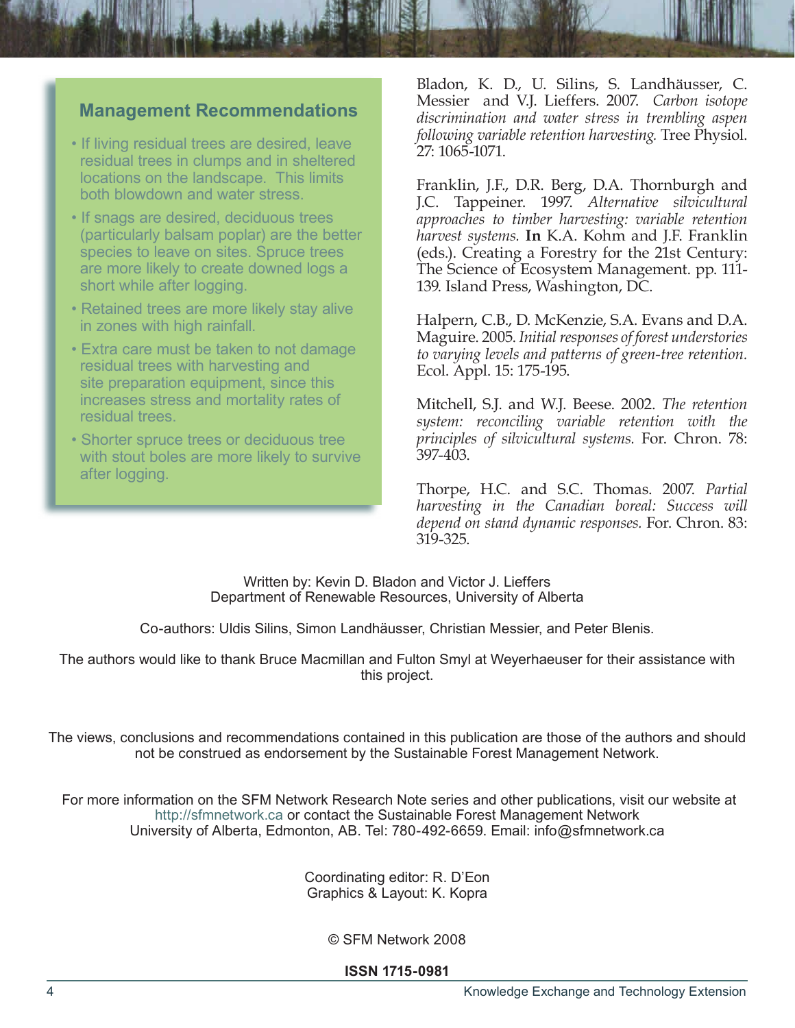## Management Recommendations

- If living residual trees are desired, leave residual trees in clumps and in sheltered locations on the landscape. This limits both blowdown and water stress.
- If snags are desired, deciduous trees (particularly balsam poplar) are the better species to leave on sites. Spruce trees are more likely to create downed logs a short while after logging.
- Retained trees are more likely stay alive in zones with high rainfall.
- Extra care must be taken to not damage residual trees with harvesting and site preparation equipment, since this increases stress and mortality rates of residual trees.
- Shorter spruce trees or deciduous tree with stout boles are more likely to survive after logging.

Bladon, K. D., U. Silins, S. Landhäusser, C. Messier and V.J. Lieffers. 2007. *Carbon isotope discrimination and water stress in trembling aspen following variable retention harvesting.* Tree Physiol. 27: 1065-1071.

Franklin, J.F., D.R. Berg, D.A. Thornburgh and J.C. Tappeiner. 1997. *Alternative silvicultural approaches to timber harvesting: variable retention harvest systems.* **In** K.A. Kohm and J.F. Franklin (eds.). Creating a Forestry for the 21st Century: The Science of Ecosystem Management. pp. 111-139. Island Press, Washington, DC.

Halpern, C.B., D. McKenzie, S.A. Evans and D.A. Maguire. 2005. *Initial responses of forest understories to varying levels and patterns of green-tree retention.* Ecol. Appl. 15: 175-195.

Mitchell, S.J. and W.J. Beese. 2002. *The retention system: reconciling variable retention with the principles of silvicultural systems.* For. Chron. 78: 397-403.

Thorpe, H.C. and S.C. Thomas. 2007. *Partial harvesting in the Canadian boreal: Success will depend on stand dynamic responses.* For. Chron. 83: 319-325.

Written by: Kevin D. Bladon and Victor J. Lieffers
Department of Renewable Resources, University of Alberta

Co-authors: Uldis Silins, Simon Landhäusser, Christian Messier, and Peter Blenis.

The authors would like to thank Bruce Macmillan and Fulton Smyl at Weyerhaeuser for their assistance with this project.

The views, conclusions and recommendations contained in this publication are those of the authors and should not be construed as endorsement by the Sustainable Forest Management Network.

For more information on the SFM Network Research Note series and other publications, visit our website at http://sfmnetwork.ca or contact the Sustainable Forest Management Network
University of Alberta, Edmonton, AB. Tel: 780-492-6659. Email: info@sfmnetwork.ca

Coordinating editor: R. D'Eon
Graphics & Layout: K. Kopra

© SFM Network 2008

**ISSN 1715-0981**